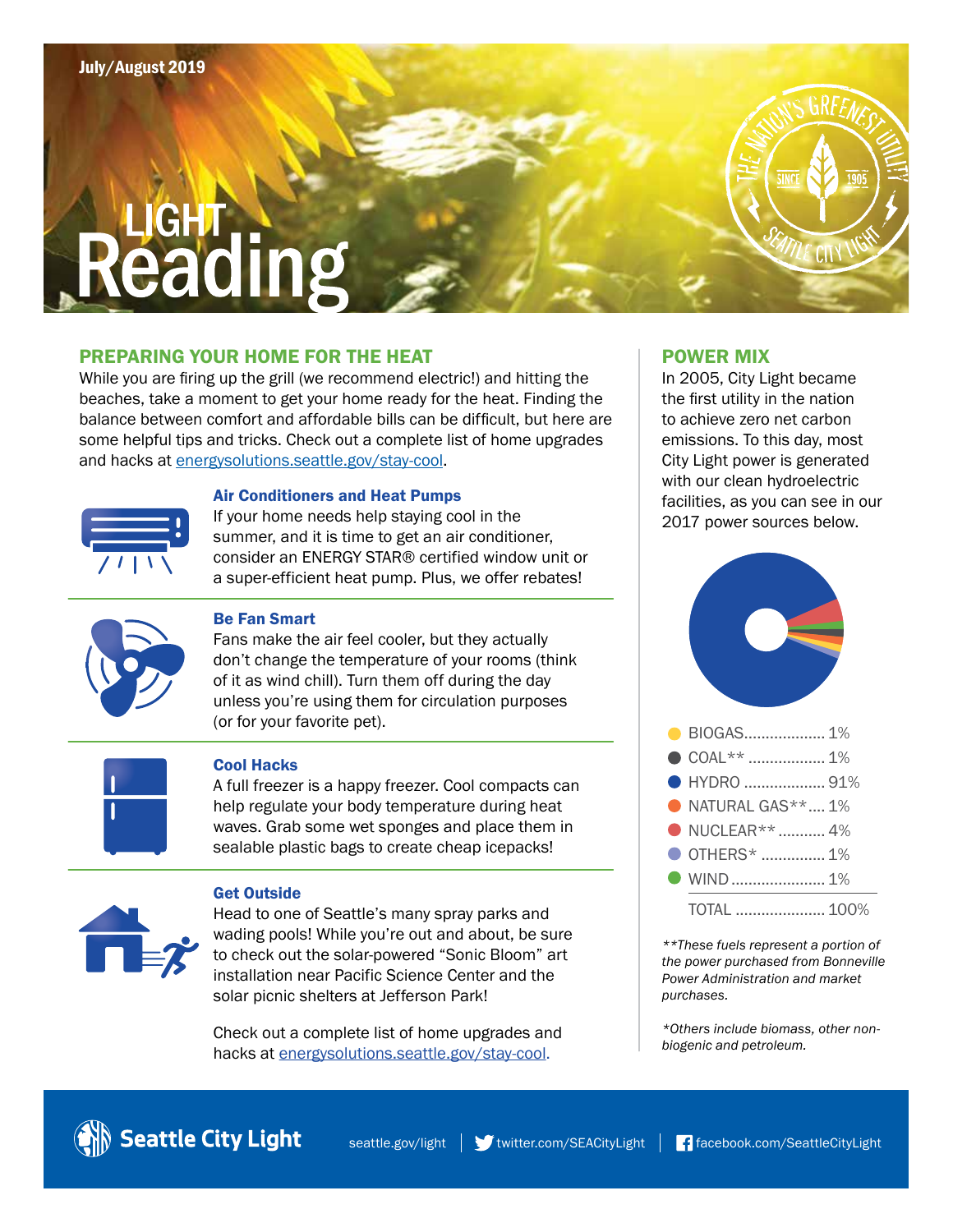July/August 2019

# LIGHT Reading

THE NATION'S GREENEST UTILITY — SINCE 1905 — SEATTLE CITY LIGHT

## PREPARING YOUR HOME FOR THE HEAT

While you are firing up the grill (we recommend electric!) and hitting the beaches, take a moment to get your home ready for the heat. Finding the balance between comfort and affordable bills can be difficult, but here are some helpful tips and tricks. Check out a complete list of home upgrades and hacks at energysolutions.seattle.gov/stay-cool.

### Air Conditioners and Heat Pumps

If your home needs help staying cool in the summer, and it is time to get an air conditioner, consider an ENERGY STAR® certified window unit or a super-efficient heat pump. Plus, we offer rebates!

### Be Fan Smart

Fans make the air feel cooler, but they actually don't change the temperature of your rooms (think of it as wind chill). Turn them off during the day unless you're using them for circulation purposes (or for your favorite pet).

### Cool Hacks

A full freezer is a happy freezer. Cool compacts can help regulate your body temperature during heat waves. Grab some wet sponges and place them in sealable plastic bags to create cheap icepacks!

### Get Outside

Head to one of Seattle's many spray parks and wading pools! While you're out and about, be sure to check out the solar-powered "Sonic Bloom" art installation near Pacific Science Center and the solar picnic shelters at Jefferson Park!

Check out a complete list of home upgrades and hacks at energysolutions.seattle.gov/stay-cool.

## POWER MIX

In 2005, City Light became the first utility in the nation to achieve zero net carbon emissions. To this day, most City Light power is generated with our clean hydroelectric facilities, as you can see in our 2017 power sources below.

| Source | Share |
|---|---|
| BIOGAS | 1% |
| COAL** | 1% |
| HYDRO | 91% |
| NATURAL GAS** | 1% |
| NUCLEAR** | 4% |
| OTHERS* | 1% |
| WIND | 1% |
| TOTAL | 100% |

*\*\*These fuels represent a portion of the power purchased from Bonneville Power Administration and market purchases.*

*\*Others include biomass, other non-biogenic and petroleum.*

Seattle City Light | seattle.gov/light | twitter.com/SEACityLight | facebook.com/SeattleCityLight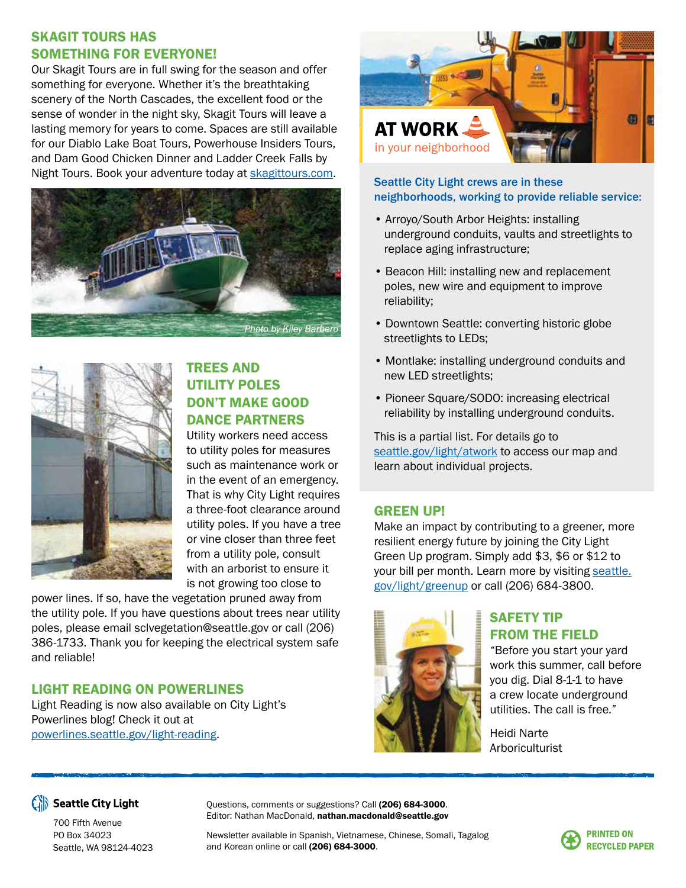## SKAGIT TOURS HAS SOMETHING FOR EVERYONE!

Our Skagit Tours are in full swing for the season and offer something for everyone. Whether it's the breathtaking scenery of the North Cascades, the excellent food or the sense of wonder in the night sky, Skagit Tours will leave a lasting memory for years to come. Spaces are still available for our Diablo Lake Boat Tours, Powerhouse Insiders Tours, and Dam Good Chicken Dinner and Ladder Creek Falls by Night Tours. Book your adventure today at skagittours.com.

*Photo by Kiley Barbero*

## TREES AND UTILITY POLES DON'T MAKE GOOD DANCE PARTNERS

Utility workers need access to utility poles for measures such as maintenance work or in the event of an emergency. That is why City Light requires a three-foot clearance around utility poles. If you have a tree or vine closer than three feet from a utility pole, consult with an arborist to ensure it is not growing too close to power lines. If so, have the vegetation pruned away from the utility pole. If you have questions about trees near utility poles, please email sclvegetation@seattle.gov or call (206) 386-1733. Thank you for keeping the electrical system safe and reliable!

## LIGHT READING ON POWERLINES

Light Reading is now also available on City Light's Powerlines blog! Check it out at powerlines.seattle.gov/light-reading.

## AT WORK in your neighborhood

**Seattle City Light crews are in these neighborhoods, working to provide reliable service:**

- Arroyo/South Arbor Heights: installing underground conduits, vaults and streetlights to replace aging infrastructure;
- Beacon Hill: installing new and replacement poles, new wire and equipment to improve reliability;
- Downtown Seattle: converting historic globe streetlights to LEDs;
- Montlake: installing underground conduits and new LED streetlights;
- Pioneer Square/SODO: increasing electrical reliability by installing underground conduits.

This is a partial list. For details go to seattle.gov/light/atwork to access our map and learn about individual projects.

## GREEN UP!

Make an impact by contributing to a greener, more resilient energy future by joining the City Light Green Up program. Simply add $3, $6 or $12 to your bill per month. Learn more by visiting seattle.gov/light/greenup or call (206) 684-3800.

## SAFETY TIP FROM THE FIELD

"Before you start your yard work this summer, call before you dig. Dial 8-1-1 to have a crew locate underground utilities. The call is free."

Heidi Narte
Arboriculturist

---

**Seattle City Light**
700 Fifth Avenue
PO Box 34023
Seattle, WA 98124-4023

Questions, comments or suggestions? Call **(206) 684-3000**.
Editor: Nathan MacDonald, **nathan.macdonald@seattle.gov**

Newsletter available in Spanish, Vietnamese, Chinese, Somali, Tagalog and Korean online or call **(206) 684-3000**.

PRINTED ON RECYCLED PAPER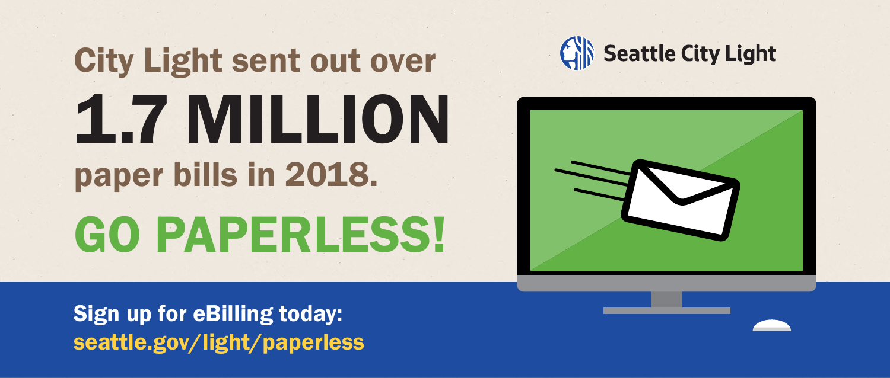Seattle City Light

City Light sent out over

# 1.7 MILLION

paper bills in 2018.

## GO PAPERLESS!

**Sign up for eBilling today:**
**seattle.gov/light/paperless**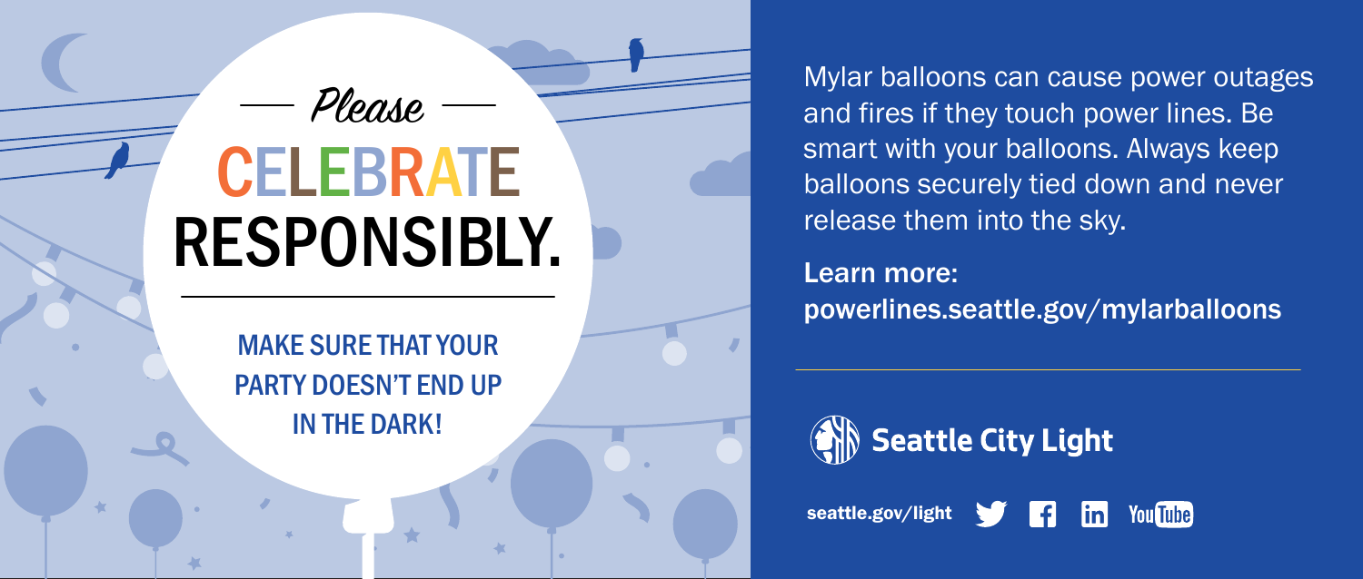— *Please* —

# CELEBRATE RESPONSIBLY.

MAKE SURE THAT YOUR PARTY DOESN'T END UP IN THE DARK!

Mylar balloons can cause power outages and fires if they touch power lines. Be smart with your balloons. Always keep balloons securely tied down and never release them into the sky.

**Learn more:**
**powerlines.seattle.gov/mylarballoons**

**Seattle City Light**

**seattle.gov/light**